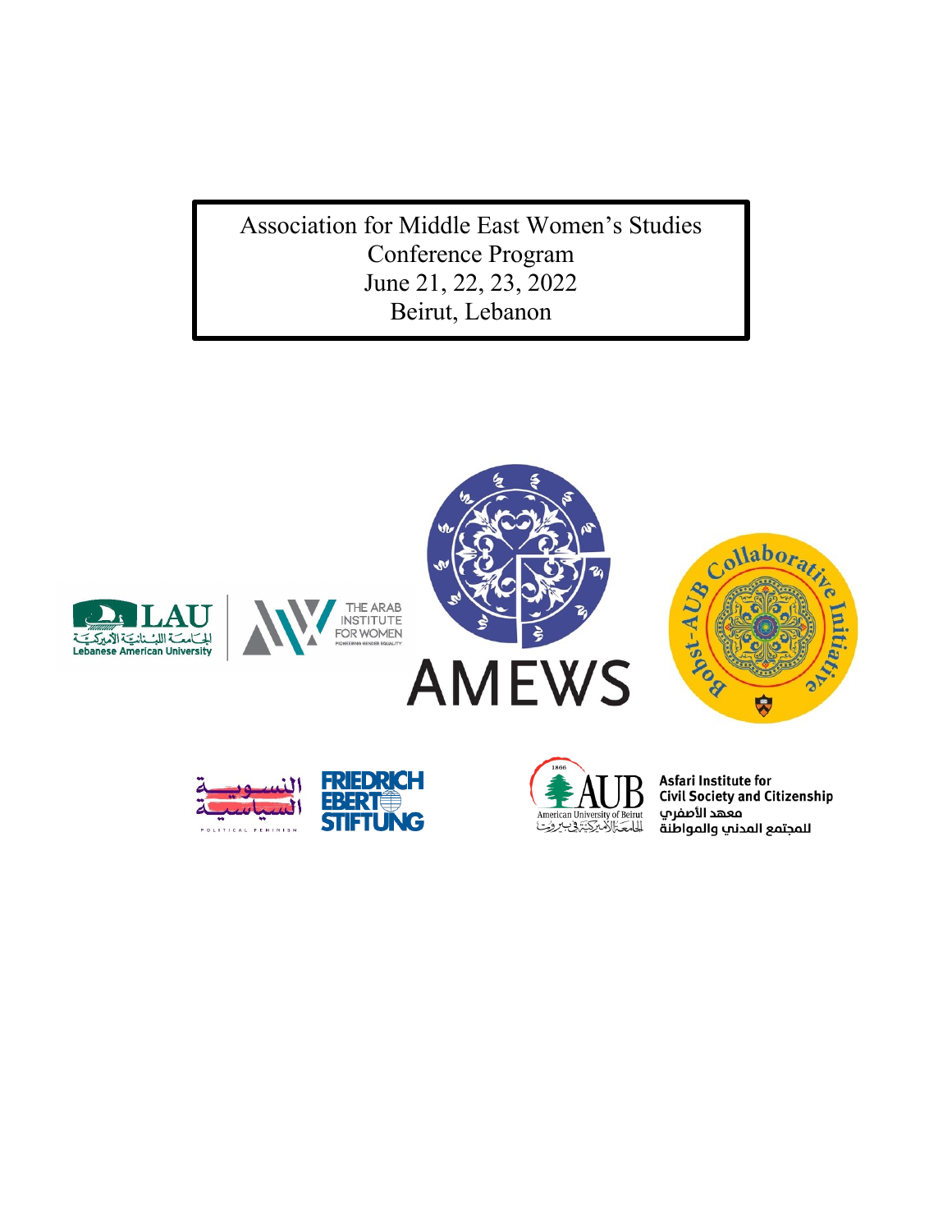# Association for Middle East Women's Studies
## Conference Program
## June 21, 22, 23, 2022
## Beirut, Lebanon

LAU
الجامعة اللبنانية الأميركية
Lebanese American University

THE ARAB INSTITUTE FOR WOMEN
PIONEERING GENDER EQUALITY

AMEWS

Bobst-AUB Collaborative Initiative

النسوية السياسية
POLITICAL FEMINISM

FRIEDRICH EBERT STIFTUNG

1866
AUB
American University of Beirut
الجامعة الأميركية في بيروت

Asfari Institute for Civil Society and Citizenship
معهد الأصفري للمجتمع المدني والمواطنة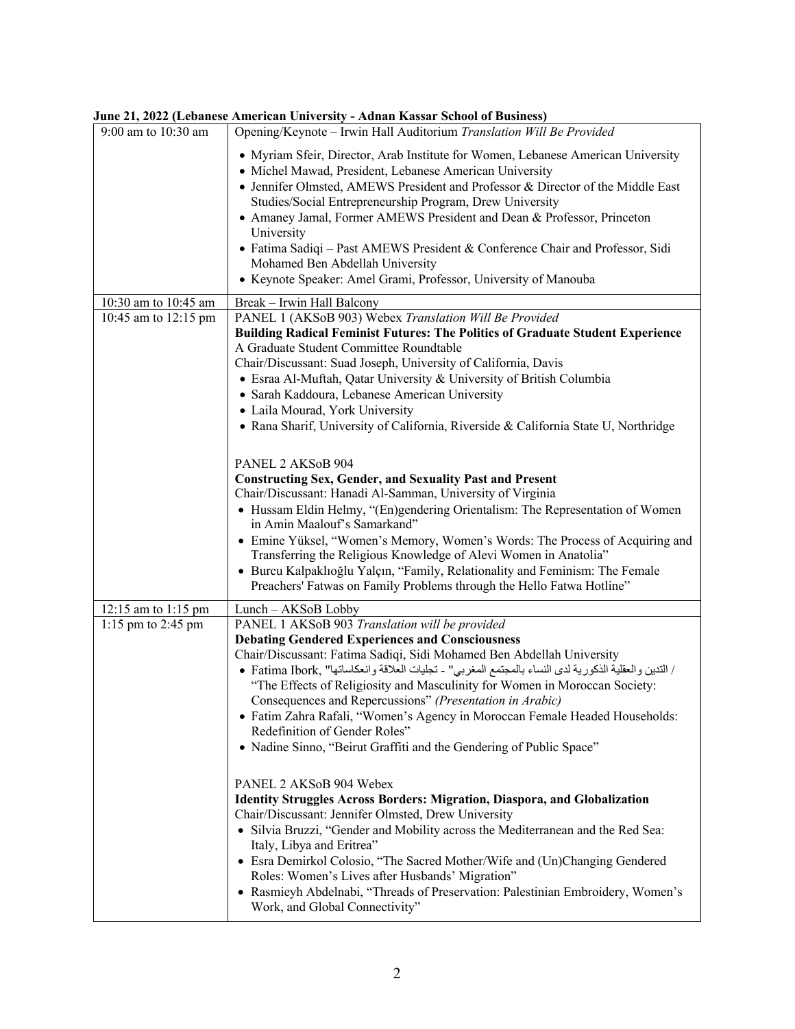**June 21, 2022 (Lebanese American University - Adnan Kassar School of Business)**

| | |
|---|---|
| 9:00 am to 10:30 am | Opening/Keynote – Irwin Hall Auditorium *Translation Will Be Provided*<br>• Myriam Sfeir, Director, Arab Institute for Women, Lebanese American University<br>• Michel Mawad, President, Lebanese American University<br>• Jennifer Olmsted, AMEWS President and Professor & Director of the Middle East Studies/Social Entrepreneurship Program, Drew University<br>• Amaney Jamal, Former AMEWS President and Dean & Professor, Princeton University<br>• Fatima Sadiqi – Past AMEWS President & Conference Chair and Professor, Sidi Mohamed Ben Abdellah University<br>• Keynote Speaker: Amel Grami, Professor, University of Manouba |
| 10:30 am to 10:45 am | Break – Irwin Hall Balcony |
| 10:45 am to 12:15 pm | PANEL 1 (AKSoB 903) Webex *Translation Will Be Provided*<br>**Building Radical Feminist Futures: The Politics of Graduate Student Experience**<br>A Graduate Student Committee Roundtable<br>Chair/Discussant: Suad Joseph, University of California, Davis<br>• Esraa Al-Muftah, Qatar University & University of British Columbia<br>• Sarah Kaddoura, Lebanese American University<br>• Laila Mourad, York University<br>• Rana Sharif, University of California, Riverside & California State U, Northridge<br><br>PANEL 2 AKSoB 904<br>**Constructing Sex, Gender, and Sexuality Past and Present**<br>Chair/Discussant: Hanadi Al-Samman, University of Virginia<br>• Hussam Eldin Helmy, "(En)gendering Orientalism: The Representation of Women in Amin Maalouf's Samarkand"<br>• Emine Yüksel, "Women's Memory, Women's Words: The Process of Acquiring and Transferring the Religious Knowledge of Alevi Women in Anatolia"<br>• Burcu Kalpaklıoğlu Yalçın, "Family, Relationality and Feminism: The Female Preachers' Fatwas on Family Problems through the Hello Fatwa Hotline" |
| 12:15 am to 1:15 pm | Lunch – AKSoB Lobby |
| 1:15 pm to 2:45 pm | PANEL 1 AKSoB 903 *Translation will be provided*<br>**Debating Gendered Experiences and Consciousness**<br>Chair/Discussant: Fatima Sadiqi, Sidi Mohamed Ben Abdellah University<br>• Fatima Ibork, "التدين والعقلية الذكورية لدى النساء بالمجتمع المغربي" - تجليات العلاقة وانعكاساتها / "The Effects of Religiosity and Masculinity for Women in Moroccan Society: Consequences and Repercussions" *(Presentation in Arabic)*<br>• Fatim Zahra Rafali, "Women's Agency in Moroccan Female Headed Households: Redefinition of Gender Roles"<br>• Nadine Sinno, "Beirut Graffiti and the Gendering of Public Space"<br><br>PANEL 2 AKSoB 904 Webex<br>**Identity Struggles Across Borders: Migration, Diaspora, and Globalization**<br>Chair/Discussant: Jennifer Olmsted, Drew University<br>• Silvia Bruzzi, "Gender and Mobility across the Mediterranean and the Red Sea: Italy, Libya and Eritrea"<br>• Esra Demirkol Colosio, "The Sacred Mother/Wife and (Un)Changing Gendered Roles: Women's Lives after Husbands' Migration"<br>• Rasmieyh Abdelnabi, "Threads of Preservation: Palestinian Embroidery, Women's Work, and Global Connectivity" |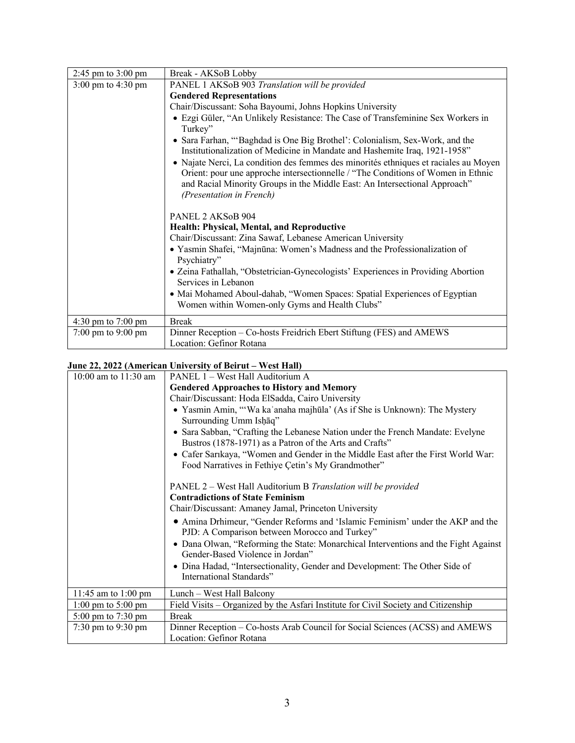| | |
|---|---|
| 2:45 pm to 3:00 pm | Break - AKSoB Lobby |
| 3:00 pm to 4:30 pm | PANEL 1 AKSoB 903 *Translation will be provided*<br>**Gendered Representations**<br>Chair/Discussant: Soha Bayoumi, Johns Hopkins University<br>• Ezgi Güler, "An Unlikely Resistance: The Case of Transfeminine Sex Workers in Turkey"<br>• Sara Farhan, "'Baghdad is One Big Brothel': Colonialism, Sex-Work, and the Institutionalization of Medicine in Mandate and Hashemite Iraq, 1921-1958"<br>• Najate Nerci, La condition des femmes des minorités ethniques et raciales au Moyen Orient: pour une approche intersectionnelle / "The Conditions of Women in Ethnic and Racial Minority Groups in the Middle East: An Intersectional Approach" *(Presentation in French)*<br><br>PANEL 2 AKSoB 904<br>**Health: Physical, Mental, and Reproductive**<br>Chair/Discussant: Zina Sawaf, Lebanese American University<br>• Yasmin Shafei, "Majnūna: Women's Madness and the Professionalization of Psychiatry"<br>• Zeina Fathallah, "Obstetrician-Gynecologists' Experiences in Providing Abortion Services in Lebanon<br>• Mai Mohamed Aboul-dahab, "Women Spaces: Spatial Experiences of Egyptian Women within Women-only Gyms and Health Clubs" |
| 4:30 pm to 7:00 pm | Break |
| 7:00 pm to 9:00 pm | Dinner Reception – Co-hosts Friedrich Ebert Stiftung (FES) and AMEWS<br>Location: Gefinor Rotana |

**June 22, 2022 (American University of Beirut – West Hall)**

| | |
|---|---|
| 10:00 am to 11:30 am | PANEL 1 – West Hall Auditorium A<br>**Gendered Approaches to History and Memory**<br>Chair/Discussant: Hoda ElSadda, Cairo University<br>• Yasmin Amin, "'Wa kaʾanaha majhūla' (As if She is Unknown): The Mystery Surrounding Umm Isḥāq"<br>• Sara Sabban, "Crafting the Lebanese Nation under the French Mandate: Evelyne Bustros (1878-1971) as a Patron of the Arts and Crafts"<br>• Cafer Sarıkaya, "Women and Gender in the Middle East after the First World War: Food Narratives in Fethiye Çetin's My Grandmother"<br><br>PANEL 2 – West Hall Auditorium B *Translation will be provided*<br>**Contradictions of State Feminism**<br>Chair/Discussant: Amaney Jamal, Princeton University<br>• Amina Drhimeur, "Gender Reforms and 'Islamic Feminism' under the AKP and the PJD: A Comparison between Morocco and Turkey"<br>• Dana Olwan, "Reforming the State: Monarchical Interventions and the Fight Against Gender-Based Violence in Jordan"<br>• Dina Hadad, "Intersectionality, Gender and Development: The Other Side of International Standards" |
| 11:45 am to 1:00 pm | Lunch – West Hall Balcony |
| 1:00 pm to 5:00 pm | Field Visits – Organized by the Asfari Institute for Civil Society and Citizenship |
| 5:00 pm to 7:30 pm | Break |
| 7:30 pm to 9:30 pm | Dinner Reception – Co-hosts Arab Council for Social Sciences (ACSS) and AMEWS<br>Location: Gefinor Rotana |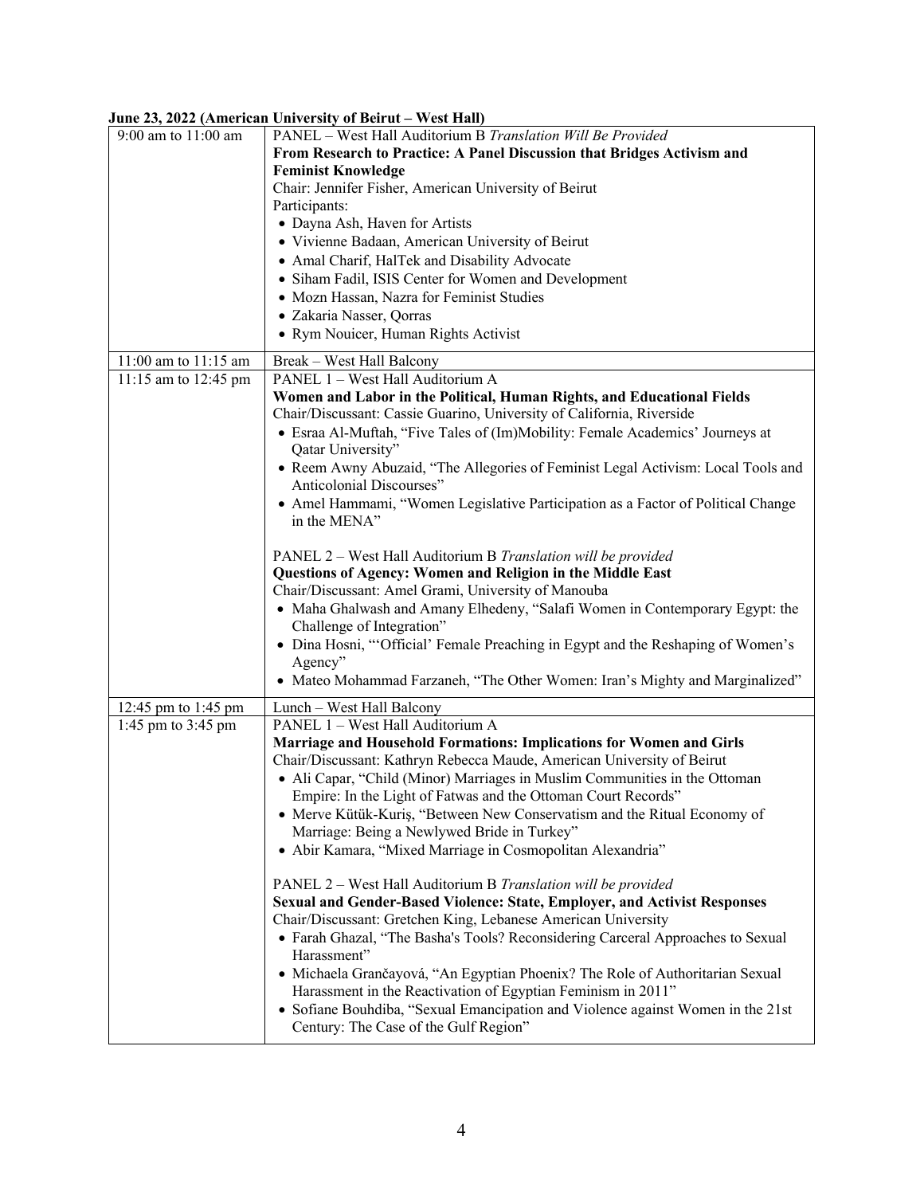**June 23, 2022 (American University of Beirut – West Hall)**

| | |
|---|---|
| 9:00 am to 11:00 am | PANEL – West Hall Auditorium B *Translation Will Be Provided*<br>**From Research to Practice: A Panel Discussion that Bridges Activism and Feminist Knowledge**<br>Chair: Jennifer Fisher, American University of Beirut<br>Participants:<br>• Dayna Ash, Haven for Artists<br>• Vivienne Badaan, American University of Beirut<br>• Amal Charif, HalTek and Disability Advocate<br>• Siham Fadil, ISIS Center for Women and Development<br>• Mozn Hassan, Nazra for Feminist Studies<br>• Zakaria Nasser, Qorras<br>• Rym Nouicer, Human Rights Activist |
| 11:00 am to 11:15 am | Break – West Hall Balcony |
| 11:15 am to 12:45 pm | PANEL 1 – West Hall Auditorium A<br>**Women and Labor in the Political, Human Rights, and Educational Fields**<br>Chair/Discussant: Cassie Guarino, University of California, Riverside<br>• Esraa Al-Muftah, "Five Tales of (Im)Mobility: Female Academics' Journeys at Qatar University"<br>• Reem Awny Abuzaid, "The Allegories of Feminist Legal Activism: Local Tools and Anticolonial Discourses"<br>• Amel Hammami, "Women Legislative Participation as a Factor of Political Change in the MENA"<br><br>PANEL 2 – West Hall Auditorium B *Translation will be provided*<br>**Questions of Agency: Women and Religion in the Middle East**<br>Chair/Discussant: Amel Grami, University of Manouba<br>• Maha Ghalwash and Amany Elhedeny, "Salafi Women in Contemporary Egypt: the Challenge of Integration"<br>• Dina Hosni, "'Official' Female Preaching in Egypt and the Reshaping of Women's Agency"<br>• Mateo Mohammad Farzaneh, "The Other Women: Iran's Mighty and Marginalized" |
| 12:45 pm to 1:45 pm | Lunch – West Hall Balcony |
| 1:45 pm to 3:45 pm | PANEL 1 – West Hall Auditorium A<br>**Marriage and Household Formations: Implications for Women and Girls**<br>Chair/Discussant: Kathryn Rebecca Maude, American University of Beirut<br>• Ali Capar, "Child (Minor) Marriages in Muslim Communities in the Ottoman Empire: In the Light of Fatwas and the Ottoman Court Records"<br>• Merve Kütük-Kuriş, "Between New Conservatism and the Ritual Economy of Marriage: Being a Newlywed Bride in Turkey"<br>• Abir Kamara, "Mixed Marriage in Cosmopolitan Alexandria"<br><br>PANEL 2 – West Hall Auditorium B *Translation will be provided*<br>**Sexual and Gender-Based Violence: State, Employer, and Activist Responses**<br>Chair/Discussant: Gretchen King, Lebanese American University<br>• Farah Ghazal, "The Basha's Tools? Reconsidering Carceral Approaches to Sexual Harassment"<br>• Michaela Grančayová, "An Egyptian Phoenix? The Role of Authoritarian Sexual Harassment in the Reactivation of Egyptian Feminism in 2011"<br>• Sofiane Bouhdiba, "Sexual Emancipation and Violence against Women in the 21st Century: The Case of the Gulf Region" |